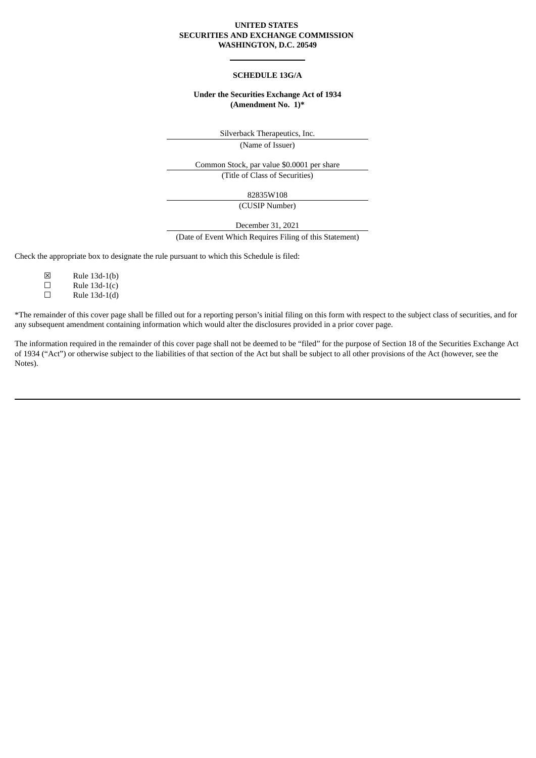**UNITED STATES**
**SECURITIES AND EXCHANGE COMMISSION**
**WASHINGTON, D.C. 20549**

---

**SCHEDULE 13G/A**

**Under the Securities Exchange Act of 1934**
**(Amendment No. 1)***

Silverback Therapeutics, Inc.
(Name of Issuer)

Common Stock, par value $0.0001 per share
(Title of Class of Securities)

82835W108
(CUSIP Number)

December 31, 2021
(Date of Event Which Requires Filing of this Statement)

Check the appropriate box to designate the rule pursuant to which this Schedule is filed:

☒ Rule 13d-1(b)
☐ Rule 13d-1(c)
☐ Rule 13d-1(d)

*The remainder of this cover page shall be filled out for a reporting person's initial filing on this form with respect to the subject class of securities, and for any subsequent amendment containing information which would alter the disclosures provided in a prior cover page.

The information required in the remainder of this cover page shall not be deemed to be "filed" for the purpose of Section 18 of the Securities Exchange Act of 1934 ("Act") or otherwise subject to the liabilities of that section of the Act but shall be subject to all other provisions of the Act (however, see the Notes).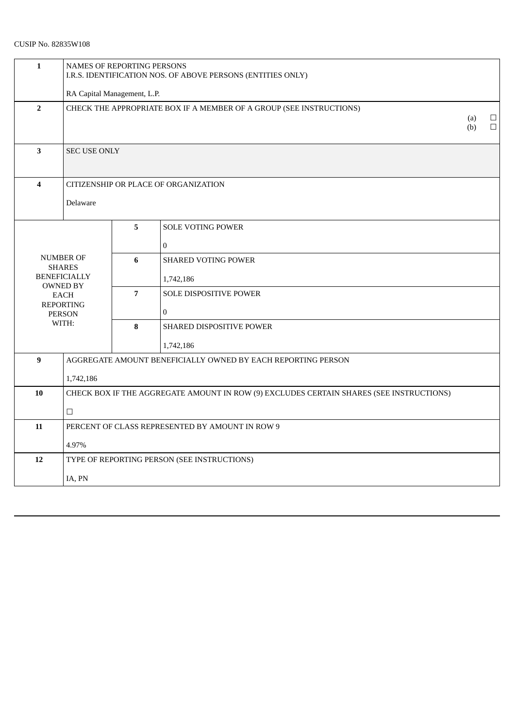CUSIP No. 82835W108

| | | | |
|---|---|---|---|
| 1 | NAMES OF REPORTING PERSONS<br>I.R.S. IDENTIFICATION NOS. OF ABOVE PERSONS (ENTITIES ONLY)<br><br>RA Capital Management, L.P. | | |
| 2 | CHECK THE APPROPRIATE BOX IF A MEMBER OF A GROUP (SEE INSTRUCTIONS)<br>(a) ☐<br>(b) ☐ | | |
| 3 | SEC USE ONLY | | |
| 4 | CITIZENSHIP OR PLACE OF ORGANIZATION<br><br>Delaware | | |
| NUMBER OF SHARES BENEFICIALLY OWNED BY EACH REPORTING PERSON WITH: | | 5 | SOLE VOTING POWER<br><br>0 |
| | | 6 | SHARED VOTING POWER<br><br>1,742,186 |
| | | 7 | SOLE DISPOSITIVE POWER<br><br>0 |
| | | 8 | SHARED DISPOSITIVE POWER<br><br>1,742,186 |
| 9 | AGGREGATE AMOUNT BENEFICIALLY OWNED BY EACH REPORTING PERSON<br><br>1,742,186 | | |
| 10 | CHECK BOX IF THE AGGREGATE AMOUNT IN ROW (9) EXCLUDES CERTAIN SHARES (SEE INSTRUCTIONS)<br><br>☐ | | |
| 11 | PERCENT OF CLASS REPRESENTED BY AMOUNT IN ROW 9<br><br>4.97% | | |
| 12 | TYPE OF REPORTING PERSON (SEE INSTRUCTIONS)<br><br>IA, PN | | |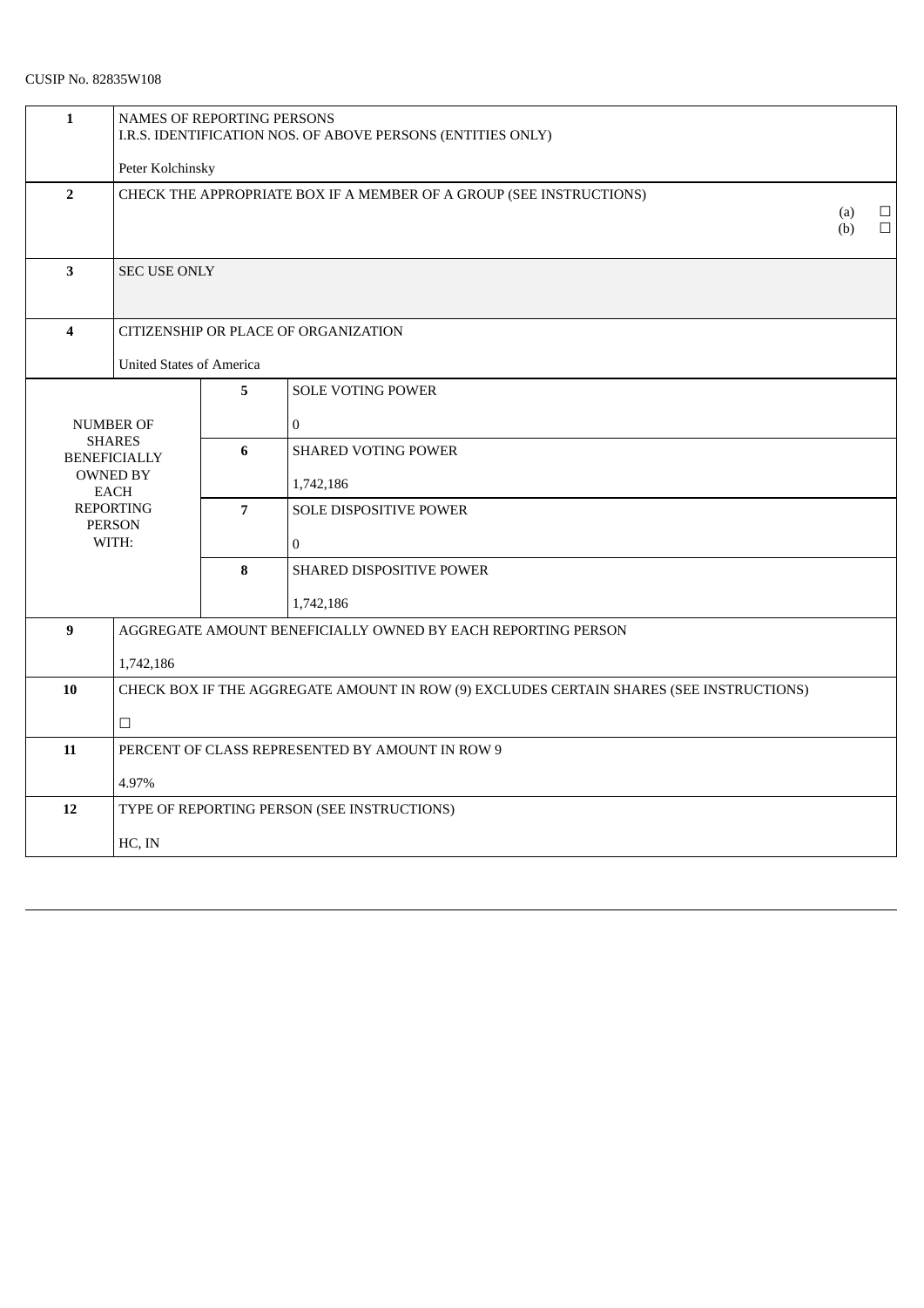CUSIP No. 82835W108

| | | | |
|---|---|---|---|
| 1 | NAMES OF REPORTING PERSONS<br>I.R.S. IDENTIFICATION NOS. OF ABOVE PERSONS (ENTITIES ONLY)<br><br>Peter Kolchinsky | | |
| 2 | CHECK THE APPROPRIATE BOX IF A MEMBER OF A GROUP (SEE INSTRUCTIONS)<br>(a) ☐<br>(b) ☐ | | |
| 3 | SEC USE ONLY | | |
| 4 | CITIZENSHIP OR PLACE OF ORGANIZATION<br><br>United States of America | | |
| NUMBER OF SHARES BENEFICIALLY OWNED BY EACH REPORTING PERSON WITH: | 5 | SOLE VOTING POWER<br><br>0 | |
| | 6 | SHARED VOTING POWER<br><br>1,742,186 | |
| | 7 | SOLE DISPOSITIVE POWER<br><br>0 | |
| | 8 | SHARED DISPOSITIVE POWER<br><br>1,742,186 | |
| 9 | AGGREGATE AMOUNT BENEFICIALLY OWNED BY EACH REPORTING PERSON<br><br>1,742,186 | | |
| 10 | CHECK BOX IF THE AGGREGATE AMOUNT IN ROW (9) EXCLUDES CERTAIN SHARES (SEE INSTRUCTIONS)<br><br>☐ | | |
| 11 | PERCENT OF CLASS REPRESENTED BY AMOUNT IN ROW 9<br><br>4.97% | | |
| 12 | TYPE OF REPORTING PERSON (SEE INSTRUCTIONS)<br><br>HC, IN | | |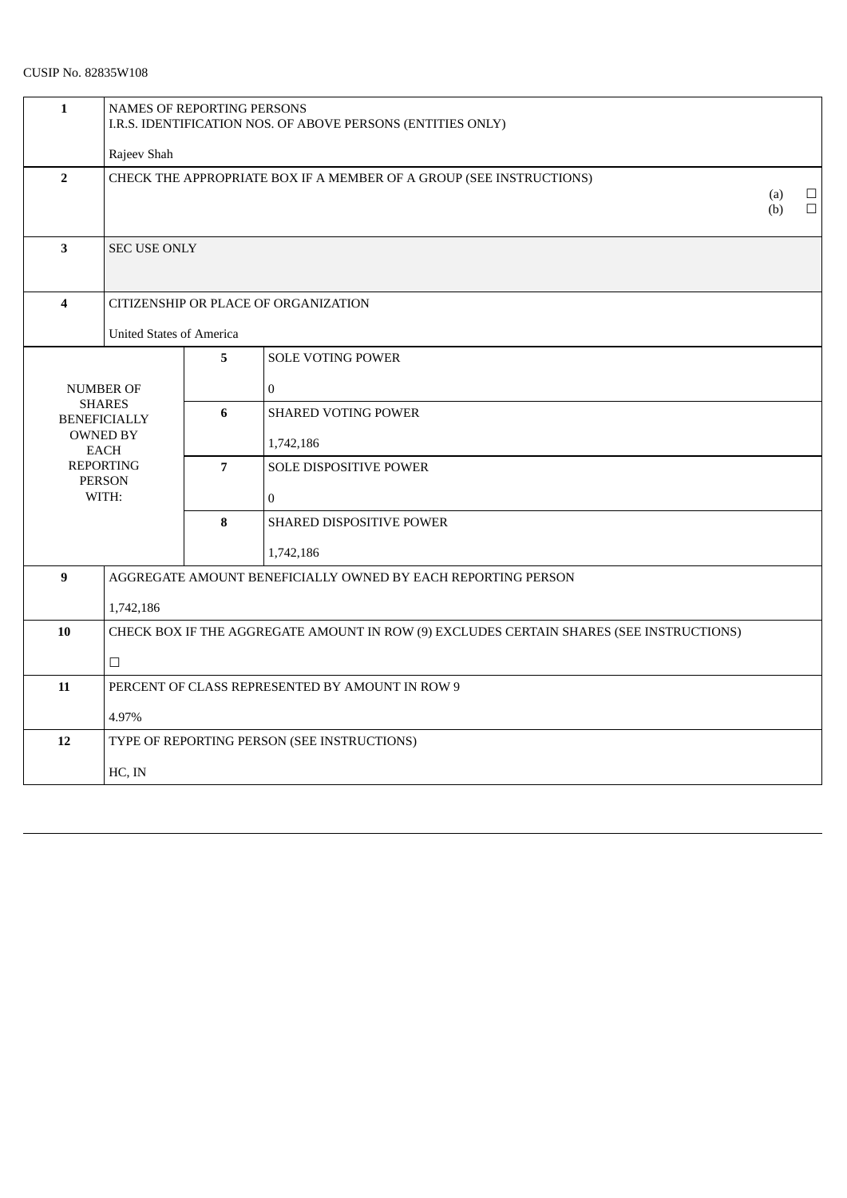CUSIP No. 82835W108

| | | | |
|---|---|---|---|
| **1** | NAMES OF REPORTING PERSONS<br>I.R.S. IDENTIFICATION NOS. OF ABOVE PERSONS (ENTITIES ONLY)<br><br>Rajeev Shah | | |
| **2** | CHECK THE APPROPRIATE BOX IF A MEMBER OF A GROUP (SEE INSTRUCTIONS)<br>(a) ☐<br>(b) ☐ | | |
| **3** | SEC USE ONLY | | |
| **4** | CITIZENSHIP OR PLACE OF ORGANIZATION<br><br>United States of America | | |
| NUMBER OF SHARES BENEFICIALLY OWNED BY EACH REPORTING PERSON WITH: | **5** | SOLE VOTING POWER<br><br>0 | |
| | **6** | SHARED VOTING POWER<br><br>1,742,186 | |
| | **7** | SOLE DISPOSITIVE POWER<br><br>0 | |
| | **8** | SHARED DISPOSITIVE POWER<br><br>1,742,186 | |
| **9** | AGGREGATE AMOUNT BENEFICIALLY OWNED BY EACH REPORTING PERSON<br><br>1,742,186 | | |
| **10** | CHECK BOX IF THE AGGREGATE AMOUNT IN ROW (9) EXCLUDES CERTAIN SHARES (SEE INSTRUCTIONS)<br><br>☐ | | |
| **11** | PERCENT OF CLASS REPRESENTED BY AMOUNT IN ROW 9<br><br>4.97% | | |
| **12** | TYPE OF REPORTING PERSON (SEE INSTRUCTIONS)<br><br>HC, IN | | |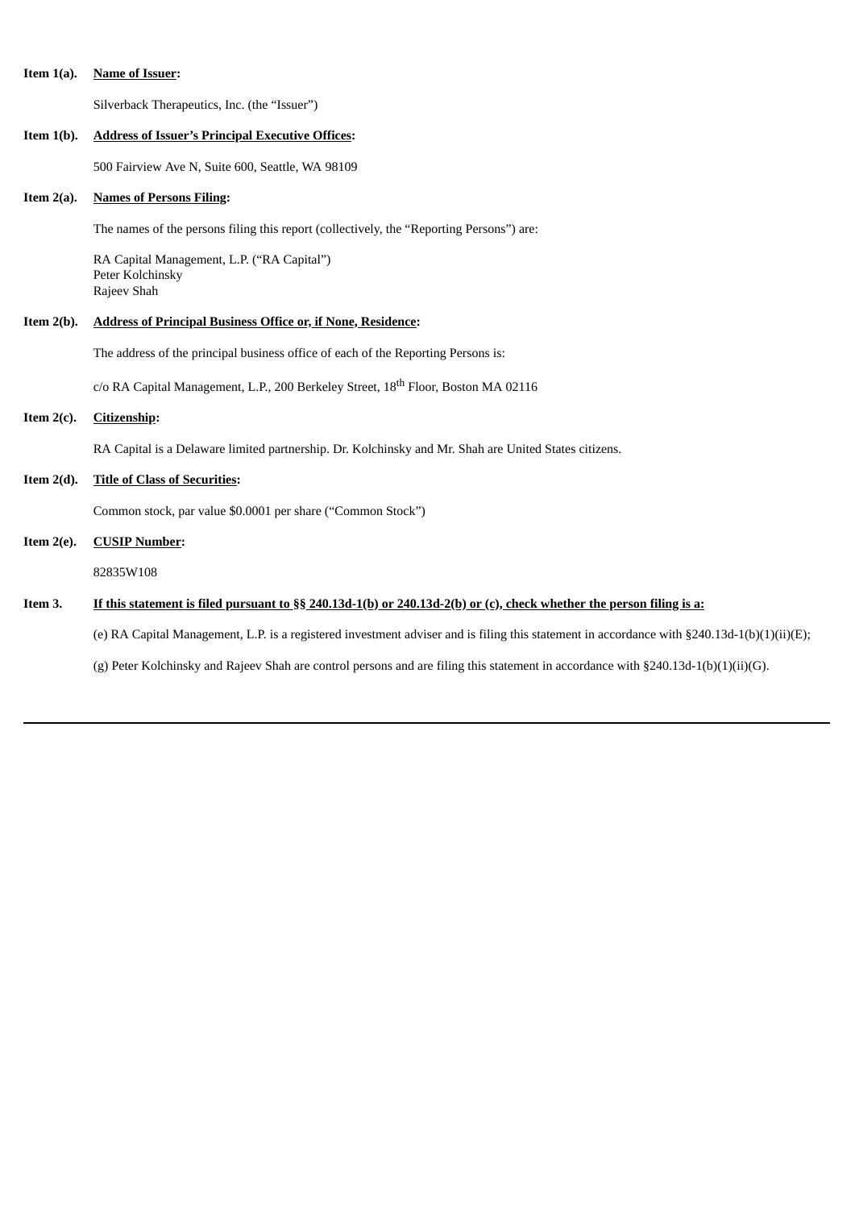**Item 1(a).** **Name of Issuer:**

Silverback Therapeutics, Inc. (the "Issuer")

**Item 1(b).** **Address of Issuer's Principal Executive Offices:**

500 Fairview Ave N, Suite 600, Seattle, WA 98109

**Item 2(a).** **Names of Persons Filing:**

The names of the persons filing this report (collectively, the "Reporting Persons") are:

RA Capital Management, L.P. ("RA Capital")
Peter Kolchinsky
Rajeev Shah

**Item 2(b).** **Address of Principal Business Office or, if None, Residence:**

The address of the principal business office of each of the Reporting Persons is:

c/o RA Capital Management, L.P., 200 Berkeley Street, 18th Floor, Boston MA 02116

**Item 2(c).** **Citizenship:**

RA Capital is a Delaware limited partnership. Dr. Kolchinsky and Mr. Shah are United States citizens.

**Item 2(d).** **Title of Class of Securities:**

Common stock, par value $0.0001 per share ("Common Stock")

**Item 2(e).** **CUSIP Number:**

82835W108

**Item 3.** **If this statement is filed pursuant to §§ 240.13d-1(b) or 240.13d-2(b) or (c), check whether the person filing is a:**

(e) RA Capital Management, L.P. is a registered investment adviser and is filing this statement in accordance with §240.13d-1(b)(1)(ii)(E);

(g) Peter Kolchinsky and Rajeev Shah are control persons and are filing this statement in accordance with §240.13d-1(b)(1)(ii)(G).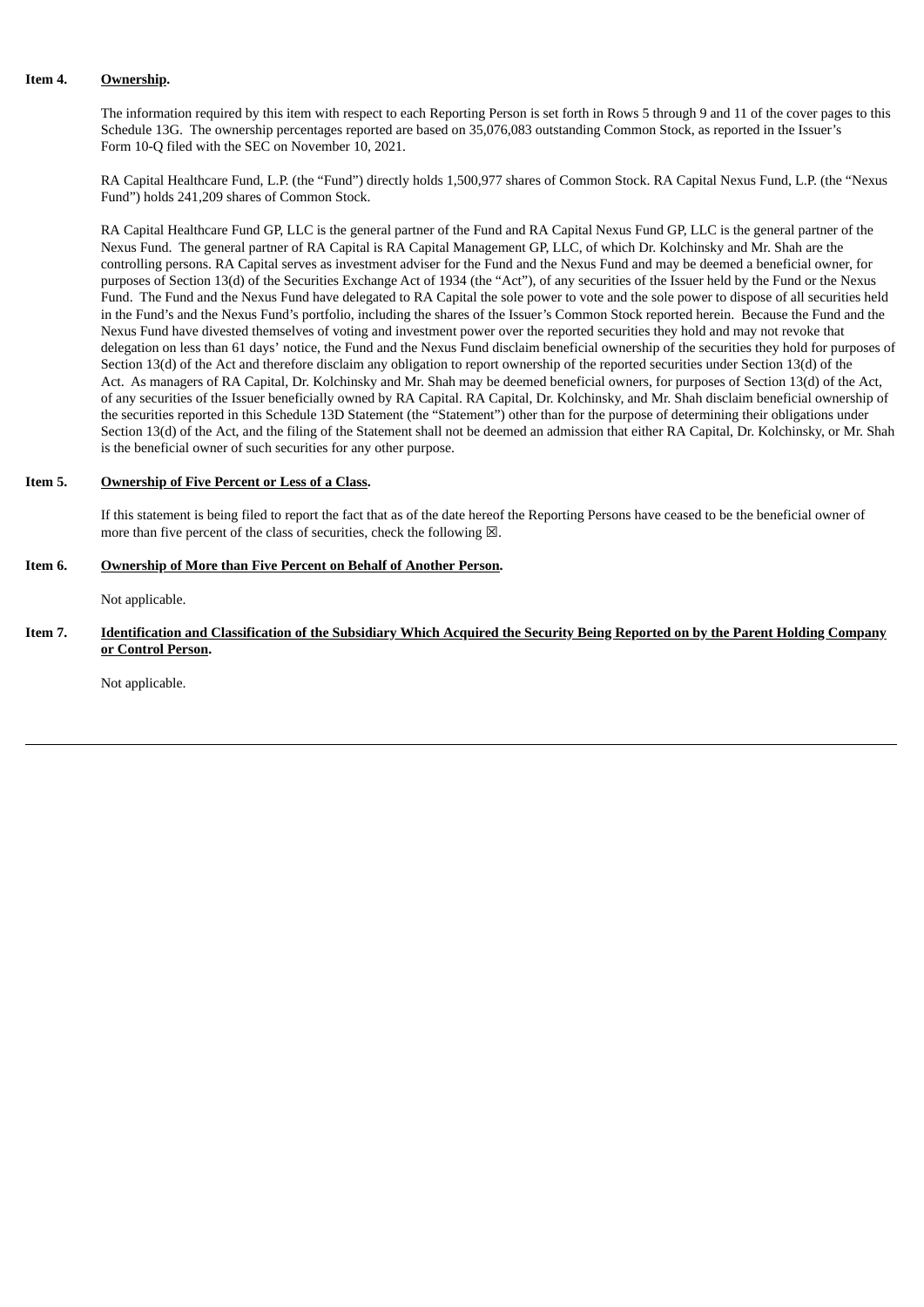**Item 4. Ownership.**

The information required by this item with respect to each Reporting Person is set forth in Rows 5 through 9 and 11 of the cover pages to this Schedule 13G. The ownership percentages reported are based on 35,076,083 outstanding Common Stock, as reported in the Issuer's Form 10-Q filed with the SEC on November 10, 2021.

RA Capital Healthcare Fund, L.P. (the "Fund") directly holds 1,500,977 shares of Common Stock. RA Capital Nexus Fund, L.P. (the "Nexus Fund") holds 241,209 shares of Common Stock.

RA Capital Healthcare Fund GP, LLC is the general partner of the Fund and RA Capital Nexus Fund GP, LLC is the general partner of the Nexus Fund. The general partner of RA Capital is RA Capital Management GP, LLC, of which Dr. Kolchinsky and Mr. Shah are the controlling persons. RA Capital serves as investment adviser for the Fund and the Nexus Fund and may be deemed a beneficial owner, for purposes of Section 13(d) of the Securities Exchange Act of 1934 (the "Act"), of any securities of the Issuer held by the Fund or the Nexus Fund. The Fund and the Nexus Fund have delegated to RA Capital the sole power to vote and the sole power to dispose of all securities held in the Fund's and the Nexus Fund's portfolio, including the shares of the Issuer's Common Stock reported herein. Because the Fund and the Nexus Fund have divested themselves of voting and investment power over the reported securities they hold and may not revoke that delegation on less than 61 days' notice, the Fund and the Nexus Fund disclaim beneficial ownership of the securities they hold for purposes of Section 13(d) of the Act and therefore disclaim any obligation to report ownership of the reported securities under Section 13(d) of the Act. As managers of RA Capital, Dr. Kolchinsky and Mr. Shah may be deemed beneficial owners, for purposes of Section 13(d) of the Act, of any securities of the Issuer beneficially owned by RA Capital. RA Capital, Dr. Kolchinsky, and Mr. Shah disclaim beneficial ownership of the securities reported in this Schedule 13D Statement (the "Statement") other than for the purpose of determining their obligations under Section 13(d) of the Act, and the filing of the Statement shall not be deemed an admission that either RA Capital, Dr. Kolchinsky, or Mr. Shah is the beneficial owner of such securities for any other purpose.

**Item 5. Ownership of Five Percent or Less of a Class.**

If this statement is being filed to report the fact that as of the date hereof the Reporting Persons have ceased to be the beneficial owner of more than five percent of the class of securities, check the following ☒.

**Item 6. Ownership of More than Five Percent on Behalf of Another Person.**

Not applicable.

**Item 7. Identification and Classification of the Subsidiary Which Acquired the Security Being Reported on by the Parent Holding Company or Control Person.**

Not applicable.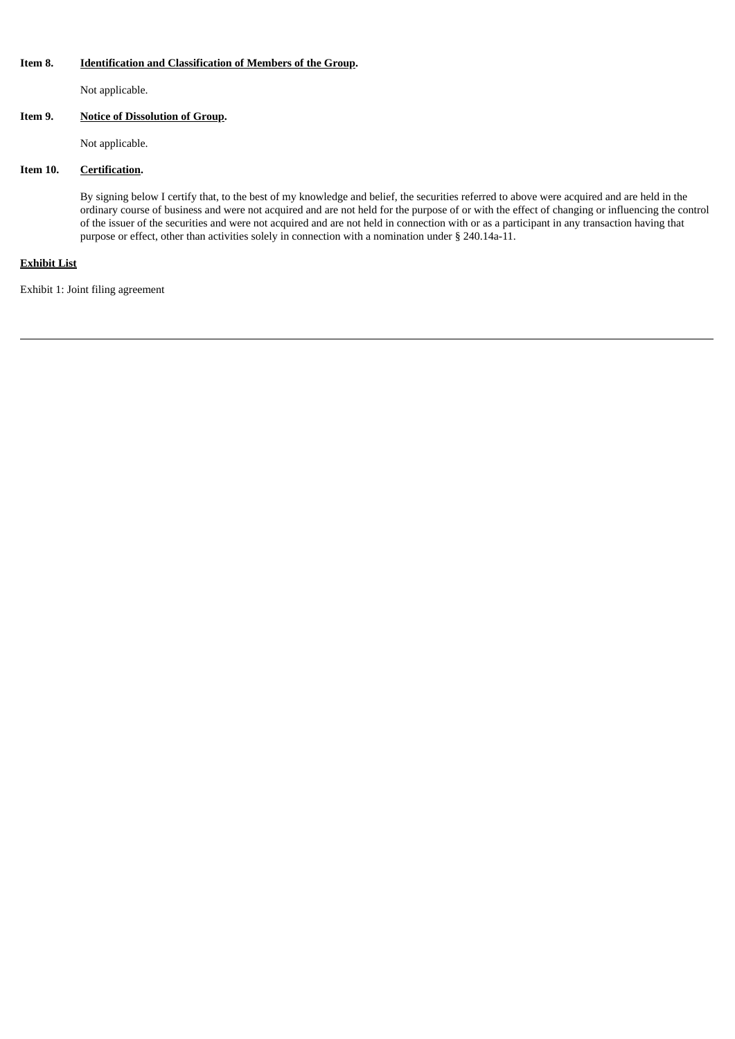**Item 8. Identification and Classification of Members of the Group.**

Not applicable.

**Item 9. Notice of Dissolution of Group.**

Not applicable.

**Item 10. Certification.**

By signing below I certify that, to the best of my knowledge and belief, the securities referred to above were acquired and are held in the ordinary course of business and were not acquired and are not held for the purpose of or with the effect of changing or influencing the control of the issuer of the securities and were not acquired and are not held in connection with or as a participant in any transaction having that purpose or effect, other than activities solely in connection with a nomination under § 240.14a-11.

**Exhibit List**

Exhibit 1: Joint filing agreement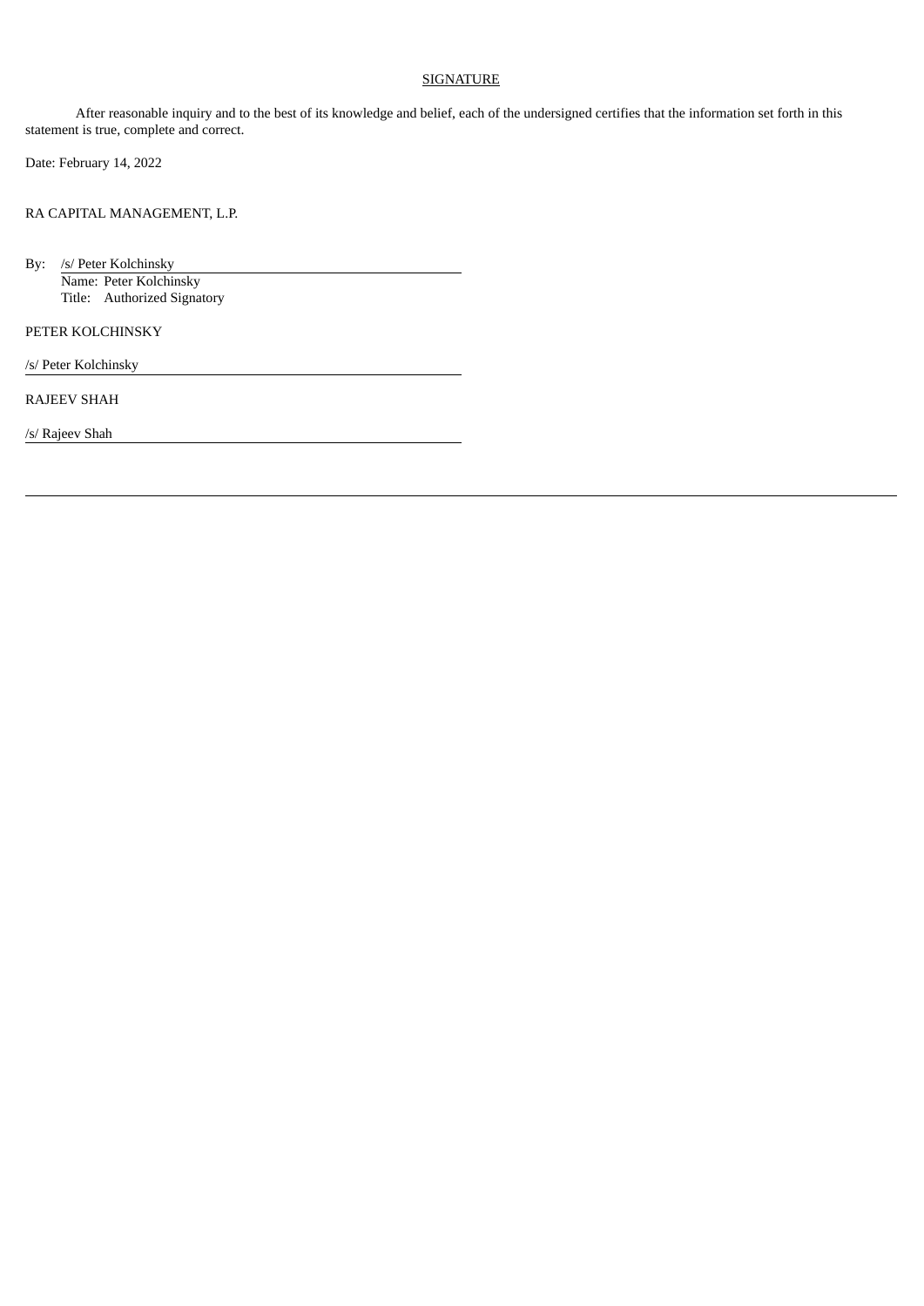# SIGNATURE

After reasonable inquiry and to the best of its knowledge and belief, each of the undersigned certifies that the information set forth in this statement is true, complete and correct.

Date: February 14, 2022

RA CAPITAL MANAGEMENT, L.P.

By: /s/ Peter Kolchinsky
Name: Peter Kolchinsky
Title: Authorized Signatory

PETER KOLCHINSKY

/s/ Peter Kolchinsky

RAJEEV SHAH

/s/ Rajeev Shah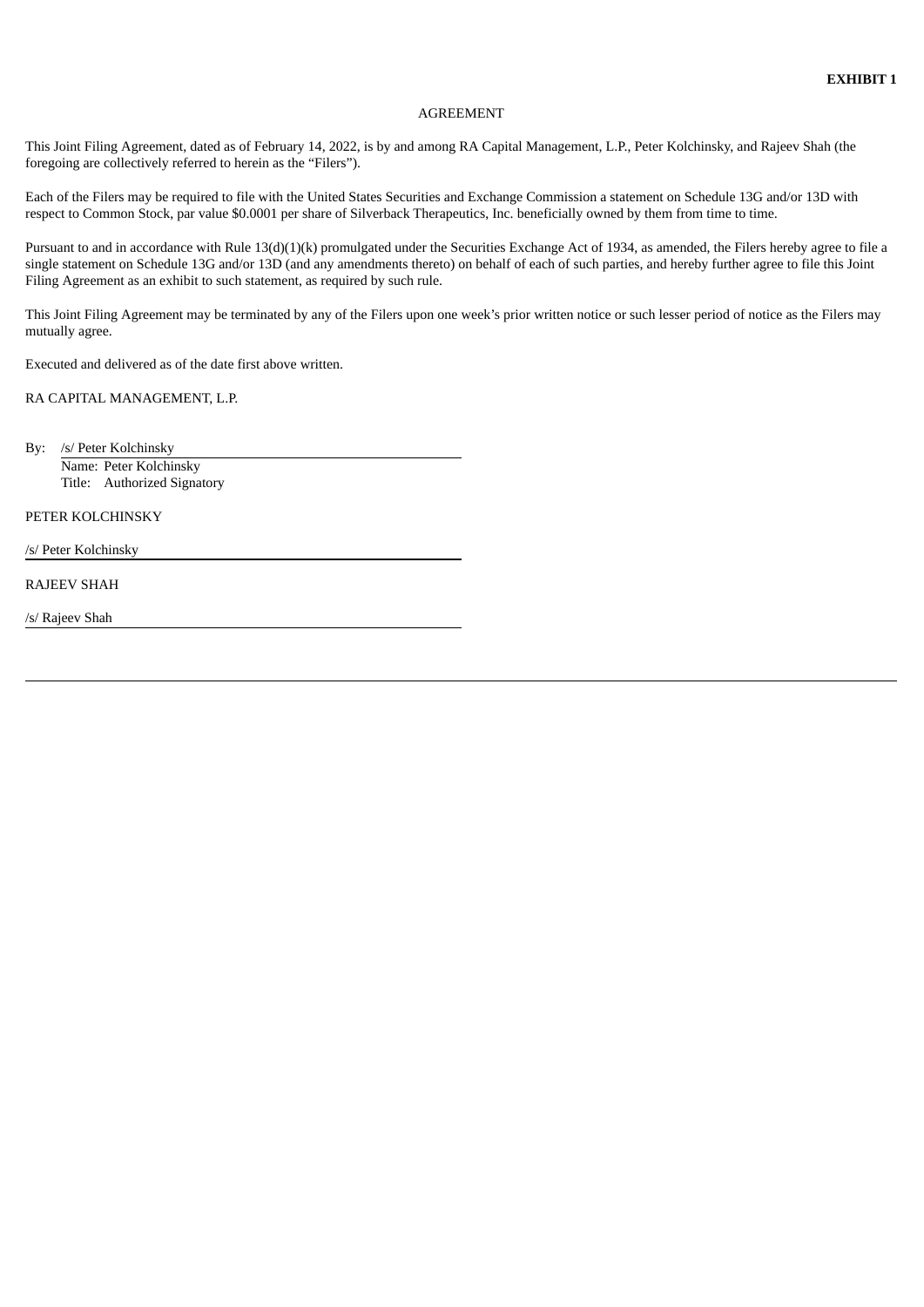**EXHIBIT 1**

AGREEMENT

This Joint Filing Agreement, dated as of February 14, 2022, is by and among RA Capital Management, L.P., Peter Kolchinsky, and Rajeev Shah (the foregoing are collectively referred to herein as the "Filers").

Each of the Filers may be required to file with the United States Securities and Exchange Commission a statement on Schedule 13G and/or 13D with respect to Common Stock, par value $0.0001 per share of Silverback Therapeutics, Inc. beneficially owned by them from time to time.

Pursuant to and in accordance with Rule 13(d)(1)(k) promulgated under the Securities Exchange Act of 1934, as amended, the Filers hereby agree to file a single statement on Schedule 13G and/or 13D (and any amendments thereto) on behalf of each of such parties, and hereby further agree to file this Joint Filing Agreement as an exhibit to such statement, as required by such rule.

This Joint Filing Agreement may be terminated by any of the Filers upon one week's prior written notice or such lesser period of notice as the Filers may mutually agree.

Executed and delivered as of the date first above written.

RA CAPITAL MANAGEMENT, L.P.

By: /s/ Peter Kolchinsky
Name: Peter Kolchinsky
Title: Authorized Signatory

PETER KOLCHINSKY

/s/ Peter Kolchinsky

RAJEEV SHAH

/s/ Rajeev Shah